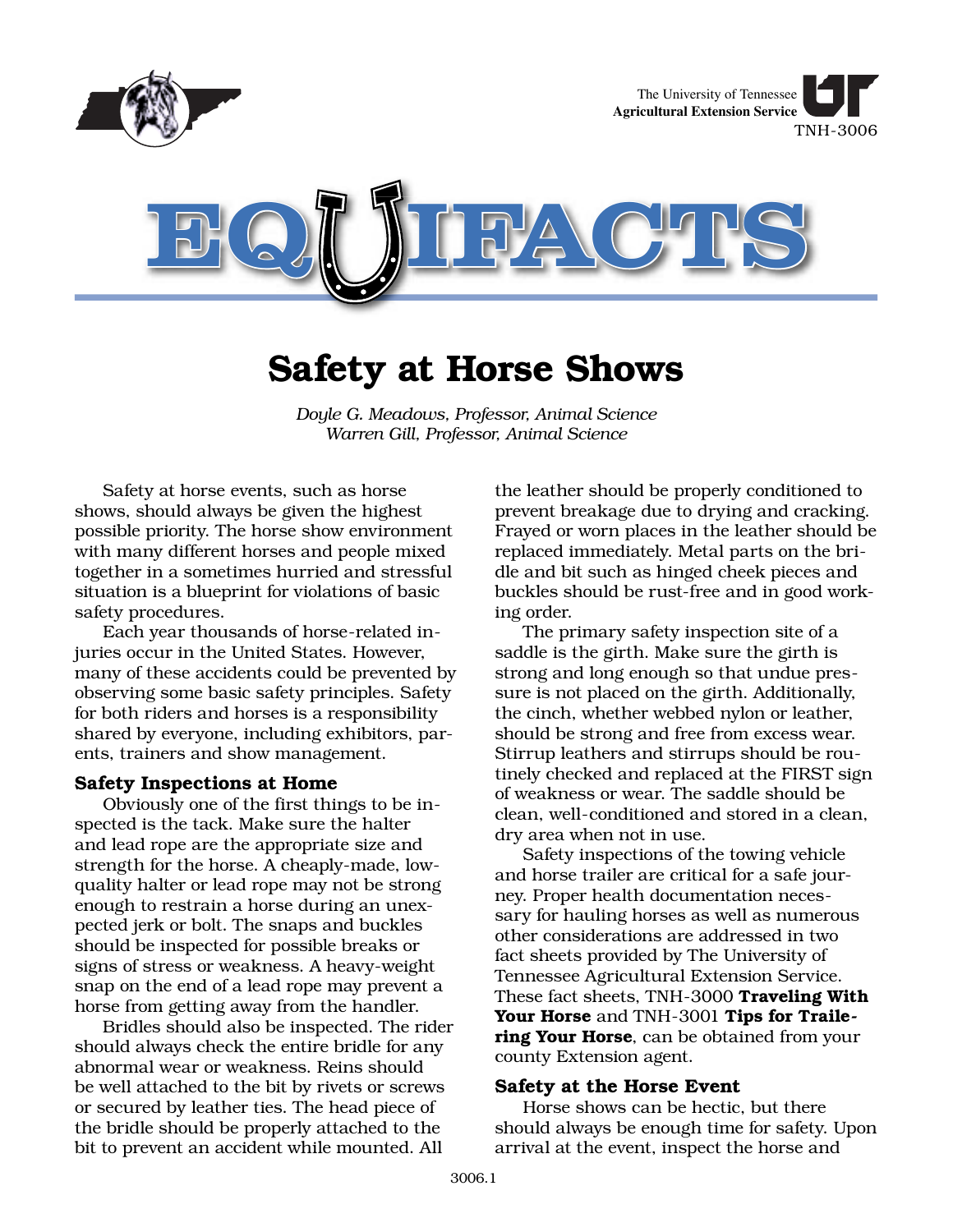The University of Tennessee
**Agricultural Extension Service**
TNH-3006

# EQUIFACTS

## Safety at Horse Shows

*Doyle G. Meadows, Professor, Animal Science*
*Warren Gill, Professor, Animal Science*

Safety at horse events, such as horse shows, should always be given the highest possible priority. The horse show environment with many different horses and people mixed together in a sometimes hurried and stressful situation is a blueprint for violations of basic safety procedures.

Each year thousands of horse-related injuries occur in the United States. However, many of these accidents could be prevented by observing some basic safety principles. Safety for both riders and horses is a responsibility shared by everyone, including exhibitors, parents, trainers and show management.

### Safety Inspections at Home

Obviously one of the first things to be inspected is the tack. Make sure the halter and lead rope are the appropriate size and strength for the horse. A cheaply-made, low-quality halter or lead rope may not be strong enough to restrain a horse during an unexpected jerk or bolt. The snaps and buckles should be inspected for possible breaks or signs of stress or weakness. A heavy-weight snap on the end of a lead rope may prevent a horse from getting away from the handler.

Bridles should also be inspected. The rider should always check the entire bridle for any abnormal wear or weakness. Reins should be well attached to the bit by rivets or screws or secured by leather ties. The head piece of the bridle should be properly attached to the bit to prevent an accident while mounted. All the leather should be properly conditioned to prevent breakage due to drying and cracking. Frayed or worn places in the leather should be replaced immediately. Metal parts on the bridle and bit such as hinged cheek pieces and buckles should be rust-free and in good working order.

The primary safety inspection site of a saddle is the girth. Make sure the girth is strong and long enough so that undue pressure is not placed on the girth. Additionally, the cinch, whether webbed nylon or leather, should be strong and free from excess wear. Stirrup leathers and stirrups should be routinely checked and replaced at the FIRST sign of weakness or wear. The saddle should be clean, well-conditioned and stored in a clean, dry area when not in use.

Safety inspections of the towing vehicle and horse trailer are critical for a safe journey. Proper health documentation necessary for hauling horses as well as numerous other considerations are addressed in two fact sheets provided by The University of Tennessee Agricultural Extension Service. These fact sheets, TNH-3000 **Traveling With Your Horse** and TNH-3001 **Tips for Trailering Your Horse**, can be obtained from your county Extension agent.

### Safety at the Horse Event

Horse shows can be hectic, but there should always be enough time for safety. Upon arrival at the event, inspect the horse and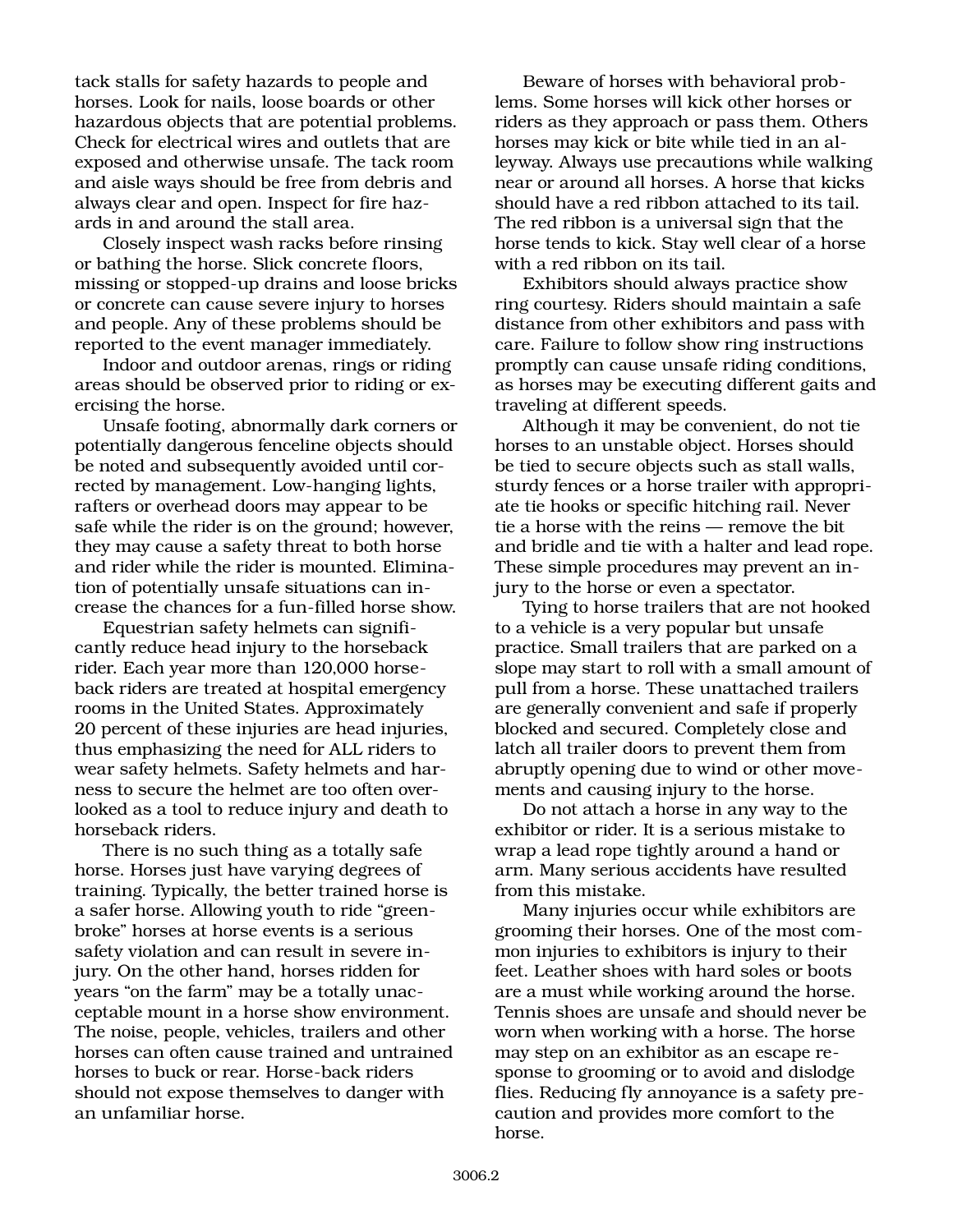tack stalls for safety hazards to people and horses. Look for nails, loose boards or other hazardous objects that are potential problems. Check for electrical wires and outlets that are exposed and otherwise unsafe. The tack room and aisle ways should be free from debris and always clear and open. Inspect for fire hazards in and around the stall area.

Closely inspect wash racks before rinsing or bathing the horse. Slick concrete floors, missing or stopped-up drains and loose bricks or concrete can cause severe injury to horses and people. Any of these problems should be reported to the event manager immediately.

Indoor and outdoor arenas, rings or riding areas should be observed prior to riding or exercising the horse.

Unsafe footing, abnormally dark corners or potentially dangerous fenceline objects should be noted and subsequently avoided until corrected by management. Low-hanging lights, rafters or overhead doors may appear to be safe while the rider is on the ground; however, they may cause a safety threat to both horse and rider while the rider is mounted. Elimination of potentially unsafe situations can increase the chances for a fun-filled horse show.

Equestrian safety helmets can significantly reduce head injury to the horseback rider. Each year more than 120,000 horseback riders are treated at hospital emergency rooms in the United States. Approximately 20 percent of these injuries are head injuries, thus emphasizing the need for ALL riders to wear safety helmets. Safety helmets and harness to secure the helmet are too often overlooked as a tool to reduce injury and death to horseback riders.

There is no such thing as a totally safe horse. Horses just have varying degrees of training. Typically, the better trained horse is a safer horse. Allowing youth to ride "greenbroke" horses at horse events is a serious safety violation and can result in severe injury. On the other hand, horses ridden for years "on the farm" may be a totally unacceptable mount in a horse show environment. The noise, people, vehicles, trailers and other horses can often cause trained and untrained horses to buck or rear. Horse-back riders should not expose themselves to danger with an unfamiliar horse.

Beware of horses with behavioral problems. Some horses will kick other horses or riders as they approach or pass them. Others horses may kick or bite while tied in an alleyway. Always use precautions while walking near or around all horses. A horse that kicks should have a red ribbon attached to its tail. The red ribbon is a universal sign that the horse tends to kick. Stay well clear of a horse with a red ribbon on its tail.

Exhibitors should always practice show ring courtesy. Riders should maintain a safe distance from other exhibitors and pass with care. Failure to follow show ring instructions promptly can cause unsafe riding conditions, as horses may be executing different gaits and traveling at different speeds.

Although it may be convenient, do not tie horses to an unstable object. Horses should be tied to secure objects such as stall walls, sturdy fences or a horse trailer with appropriate tie hooks or specific hitching rail. Never tie a horse with the reins — remove the bit and bridle and tie with a halter and lead rope. These simple procedures may prevent an injury to the horse or even a spectator.

Tying to horse trailers that are not hooked to a vehicle is a very popular but unsafe practice. Small trailers that are parked on a slope may start to roll with a small amount of pull from a horse. These unattached trailers are generally convenient and safe if properly blocked and secured. Completely close and latch all trailer doors to prevent them from abruptly opening due to wind or other movements and causing injury to the horse.

Do not attach a horse in any way to the exhibitor or rider. It is a serious mistake to wrap a lead rope tightly around a hand or arm. Many serious accidents have resulted from this mistake.

Many injuries occur while exhibitors are grooming their horses. One of the most common injuries to exhibitors is injury to their feet. Leather shoes with hard soles or boots are a must while working around the horse. Tennis shoes are unsafe and should never be worn when working with a horse. The horse may step on an exhibitor as an escape response to grooming or to avoid and dislodge flies. Reducing fly annoyance is a safety precaution and provides more comfort to the horse.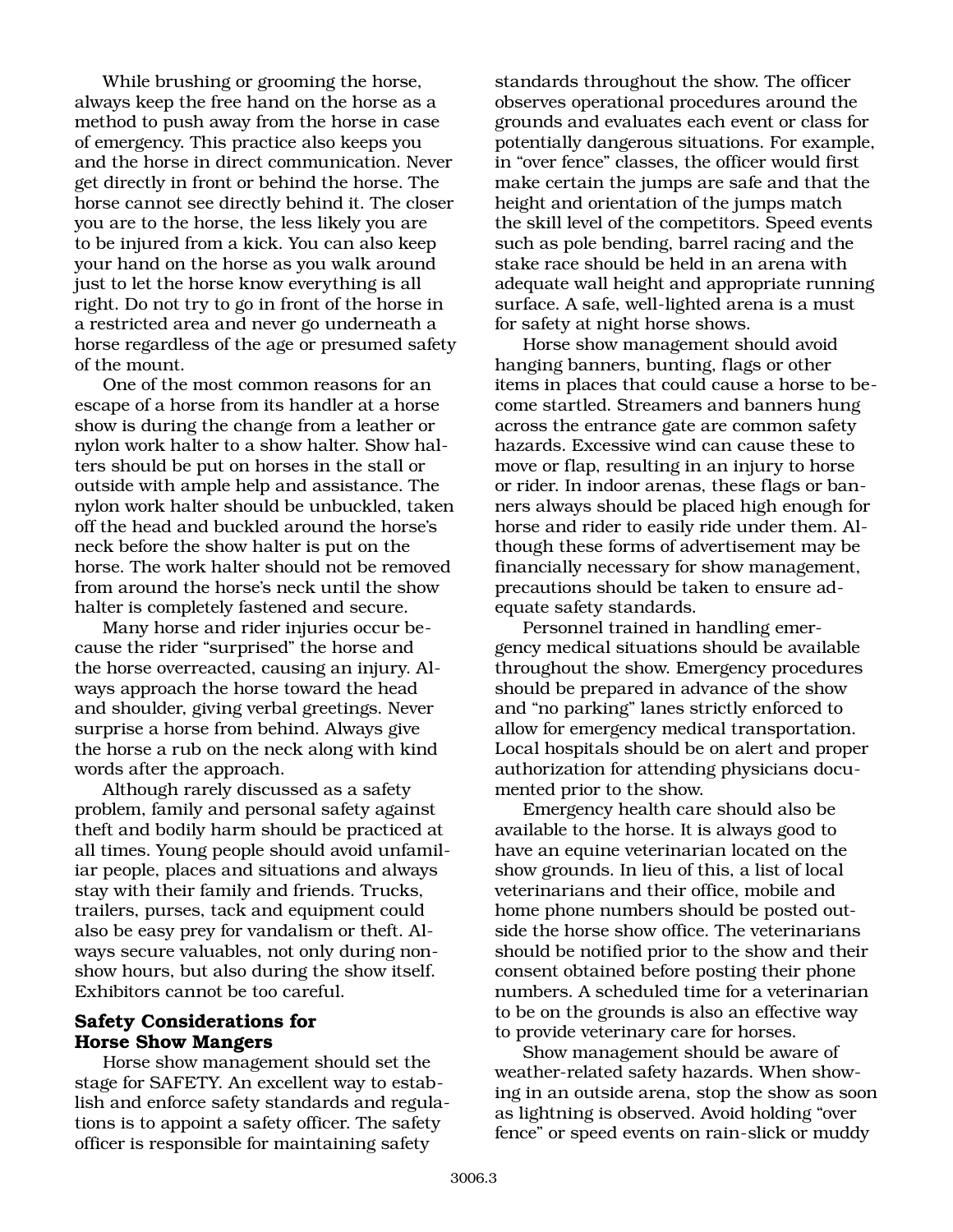While brushing or grooming the horse, always keep the free hand on the horse as a method to push away from the horse in case of emergency. This practice also keeps you and the horse in direct communication. Never get directly in front or behind the horse. The horse cannot see directly behind it. The closer you are to the horse, the less likely you are to be injured from a kick. You can also keep your hand on the horse as you walk around just to let the horse know everything is all right. Do not try to go in front of the horse in a restricted area and never go underneath a horse regardless of the age or presumed safety of the mount.

One of the most common reasons for an escape of a horse from its handler at a horse show is during the change from a leather or nylon work halter to a show halter. Show halters should be put on horses in the stall or outside with ample help and assistance. The nylon work halter should be unbuckled, taken off the head and buckled around the horse's neck before the show halter is put on the horse. The work halter should not be removed from around the horse's neck until the show halter is completely fastened and secure.

Many horse and rider injuries occur because the rider "surprised" the horse and the horse overreacted, causing an injury. Always approach the horse toward the head and shoulder, giving verbal greetings. Never surprise a horse from behind. Always give the horse a rub on the neck along with kind words after the approach.

Although rarely discussed as a safety problem, family and personal safety against theft and bodily harm should be practiced at all times. Young people should avoid unfamiliar people, places and situations and always stay with their family and friends. Trucks, trailers, purses, tack and equipment could also be easy prey for vandalism or theft. Always secure valuables, not only during non-show hours, but also during the show itself. Exhibitors cannot be too careful.

### Safety Considerations for Horse Show Mangers

Horse show management should set the stage for SAFETY. An excellent way to establish and enforce safety standards and regulations is to appoint a safety officer. The safety officer is responsible for maintaining safety standards throughout the show. The officer observes operational procedures around the grounds and evaluates each event or class for potentially dangerous situations. For example, in "over fence" classes, the officer would first make certain the jumps are safe and that the height and orientation of the jumps match the skill level of the competitors. Speed events such as pole bending, barrel racing and the stake race should be held in an arena with adequate wall height and appropriate running surface. A safe, well-lighted arena is a must for safety at night horse shows.

Horse show management should avoid hanging banners, bunting, flags or other items in places that could cause a horse to become startled. Streamers and banners hung across the entrance gate are common safety hazards. Excessive wind can cause these to move or flap, resulting in an injury to horse or rider. In indoor arenas, these flags or banners always should be placed high enough for horse and rider to easily ride under them. Although these forms of advertisement may be financially necessary for show management, precautions should be taken to ensure adequate safety standards.

Personnel trained in handling emergency medical situations should be available throughout the show. Emergency procedures should be prepared in advance of the show and "no parking" lanes strictly enforced to allow for emergency medical transportation. Local hospitals should be on alert and proper authorization for attending physicians documented prior to the show.

Emergency health care should also be available to the horse. It is always good to have an equine veterinarian located on the show grounds. In lieu of this, a list of local veterinarians and their office, mobile and home phone numbers should be posted outside the horse show office. The veterinarians should be notified prior to the show and their consent obtained before posting their phone numbers. A scheduled time for a veterinarian to be on the grounds is also an effective way to provide veterinary care for horses.

Show management should be aware of weather-related safety hazards. When showing in an outside arena, stop the show as soon as lightning is observed. Avoid holding "over fence" or speed events on rain-slick or muddy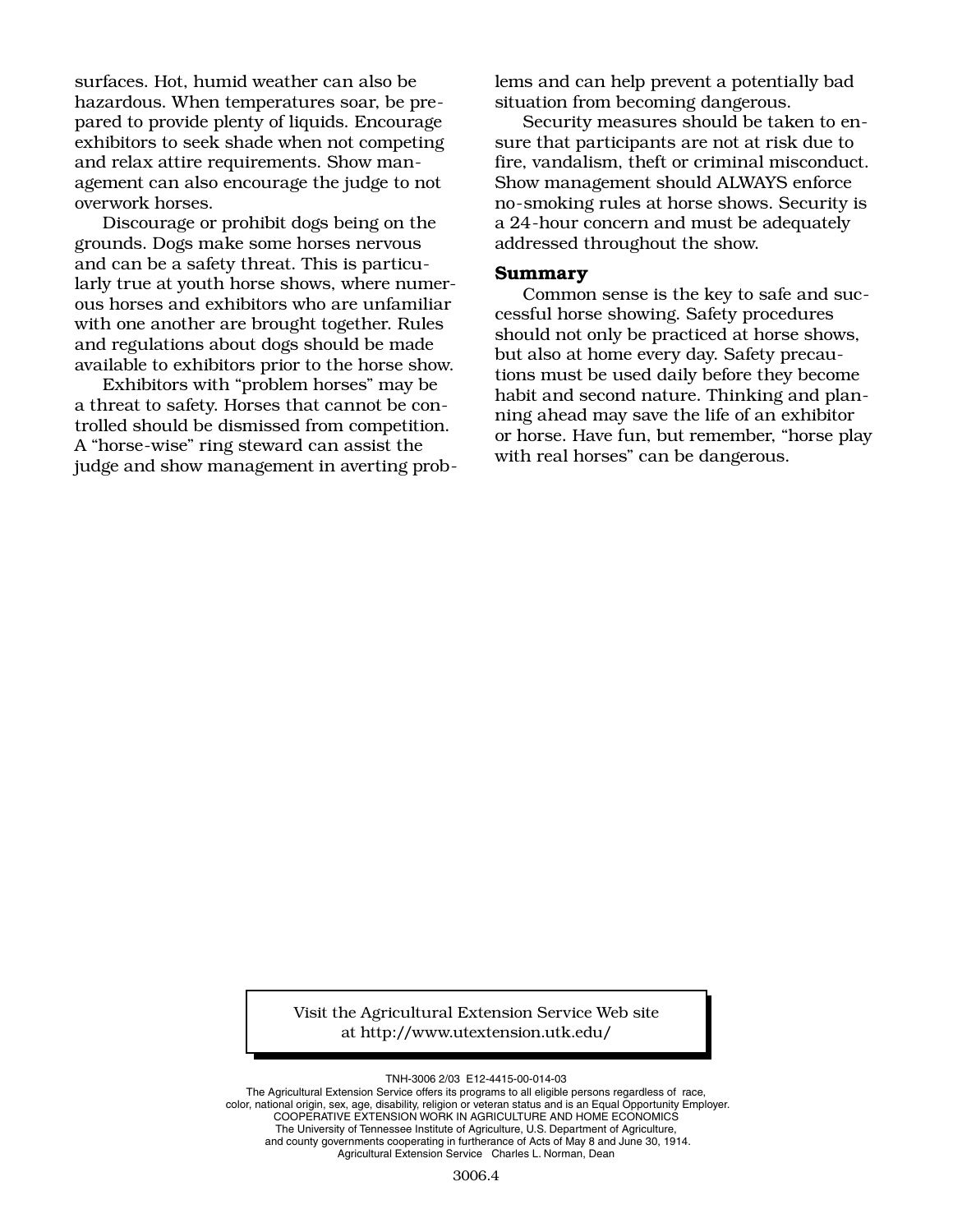surfaces. Hot, humid weather can also be hazardous. When temperatures soar, be prepared to provide plenty of liquids. Encourage exhibitors to seek shade when not competing and relax attire requirements. Show management can also encourage the judge to not overwork horses.

Discourage or prohibit dogs being on the grounds. Dogs make some horses nervous and can be a safety threat. This is particularly true at youth horse shows, where numerous horses and exhibitors who are unfamiliar with one another are brought together. Rules and regulations about dogs should be made available to exhibitors prior to the horse show.

Exhibitors with "problem horses" may be a threat to safety. Horses that cannot be controlled should be dismissed from competition. A "horse-wise" ring steward can assist the judge and show management in averting problems and can help prevent a potentially bad situation from becoming dangerous.

Security measures should be taken to ensure that participants are not at risk due to fire, vandalism, theft or criminal misconduct. Show management should ALWAYS enforce no-smoking rules at horse shows. Security is a 24-hour concern and must be adequately addressed throughout the show.

## Summary

Common sense is the key to safe and successful horse showing. Safety procedures should not only be practiced at horse shows, but also at home every day. Safety precautions must be used daily before they become habit and second nature. Thinking and planning ahead may save the life of an exhibitor or horse. Have fun, but remember, "horse play with real horses" can be dangerous.

Visit the Agricultural Extension Service Web site at http://www.utextension.utk.edu/

TNH-3006 2/03 E12-4415-00-014-03

The Agricultural Extension Service offers its programs to all eligible persons regardless of race, color, national origin, sex, age, disability, religion or veteran status and is an Equal Opportunity Employer.

COOPERATIVE EXTENSION WORK IN AGRICULTURE AND HOME ECONOMICS

The University of Tennessee Institute of Agriculture, U.S. Department of Agriculture, and county governments cooperating in furtherance of Acts of May 8 and June 30, 1914.

Agricultural Extension Service Charles L. Norman, Dean